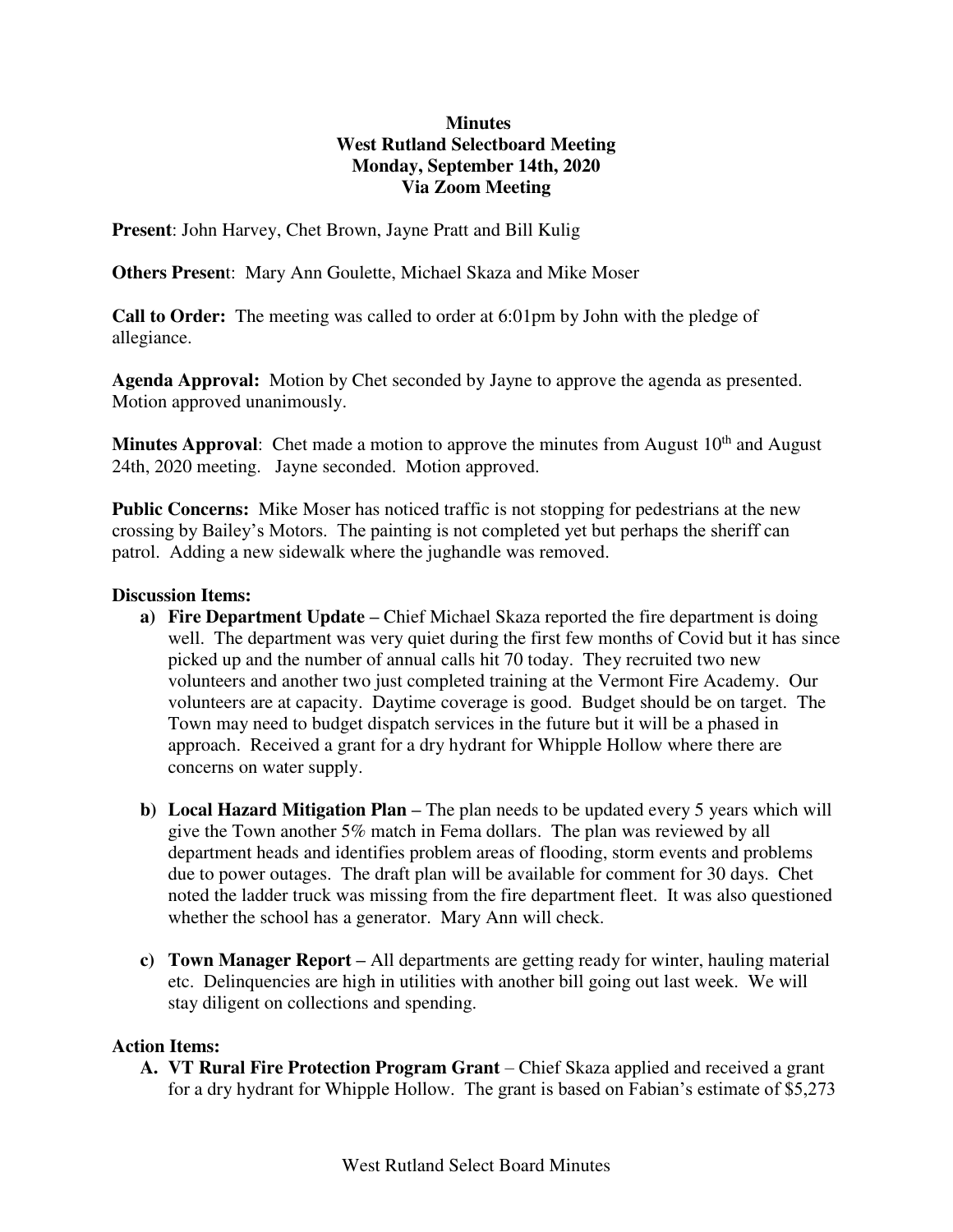# Minutes
## West Rutland Selectboard Meeting
## Monday, September 14th, 2020
## Via Zoom Meeting

**Present**: John Harvey, Chet Brown, Jayne Pratt and Bill Kulig

**Others Present**: Mary Ann Goulette, Michael Skaza and Mike Moser

**Call to Order:** The meeting was called to order at 6:01pm by John with the pledge of allegiance.

**Agenda Approval:** Motion by Chet seconded by Jayne to approve the agenda as presented. Motion approved unanimously.

**Minutes Approval**: Chet made a motion to approve the minutes from August 10th and August 24th, 2020 meeting. Jayne seconded. Motion approved.

**Public Concerns:** Mike Moser has noticed traffic is not stopping for pedestrians at the new crossing by Bailey's Motors. The painting is not completed yet but perhaps the sheriff can patrol. Adding a new sidewalk where the jughandle was removed.

**Discussion Items:**

a) **Fire Department Update –** Chief Michael Skaza reported the fire department is doing well. The department was very quiet during the first few months of Covid but it has since picked up and the number of annual calls hit 70 today. They recruited two new volunteers and another two just completed training at the Vermont Fire Academy. Our volunteers are at capacity. Daytime coverage is good. Budget should be on target. The Town may need to budget dispatch services in the future but it will be a phased in approach. Received a grant for a dry hydrant for Whipple Hollow where there are concerns on water supply.

b) **Local Hazard Mitigation Plan –** The plan needs to be updated every 5 years which will give the Town another 5% match in Fema dollars. The plan was reviewed by all department heads and identifies problem areas of flooding, storm events and problems due to power outages. The draft plan will be available for comment for 30 days. Chet noted the ladder truck was missing from the fire department fleet. It was also questioned whether the school has a generator. Mary Ann will check.

c) **Town Manager Report –** All departments are getting ready for winter, hauling material etc. Delinquencies are high in utilities with another bill going out last week. We will stay diligent on collections and spending.

**Action Items:**

A. **VT Rural Fire Protection Program Grant** – Chief Skaza applied and received a grant for a dry hydrant for Whipple Hollow. The grant is based on Fabian's estimate of $5,273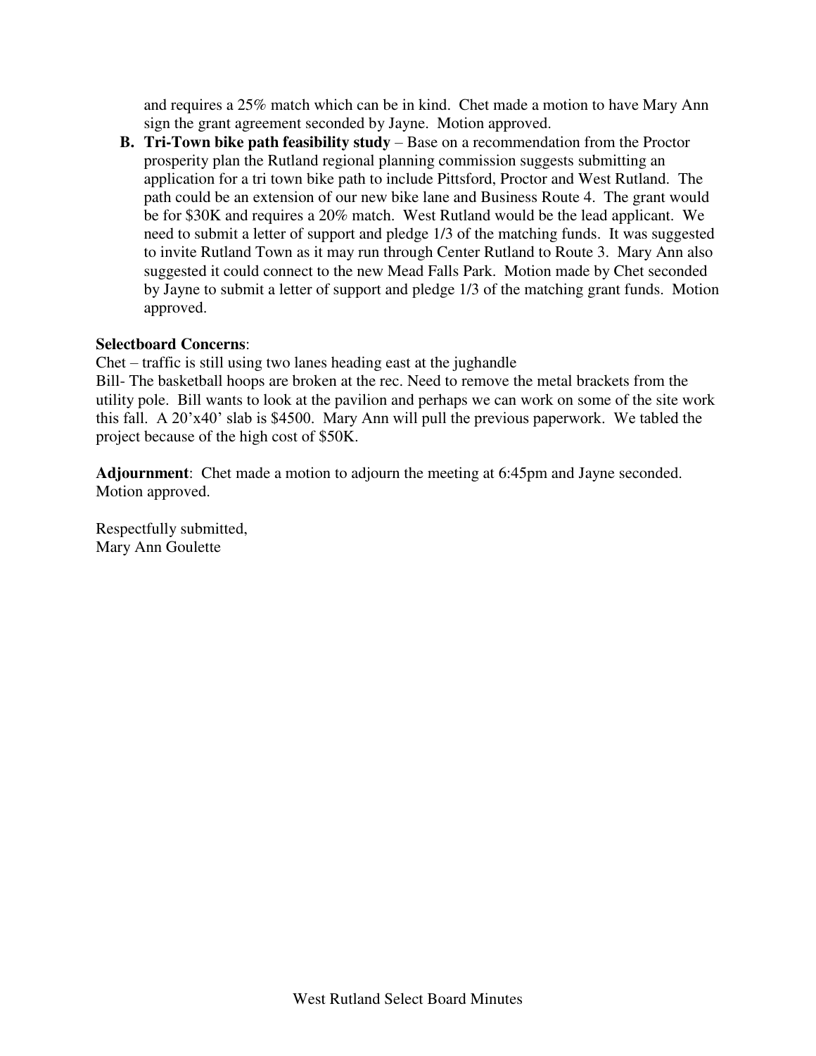and requires a 25% match which can be in kind. Chet made a motion to have Mary Ann sign the grant agreement seconded by Jayne. Motion approved.

**B. Tri-Town bike path feasibility study** – Base on a recommendation from the Proctor prosperity plan the Rutland regional planning commission suggests submitting an application for a tri town bike path to include Pittsford, Proctor and West Rutland. The path could be an extension of our new bike lane and Business Route 4. The grant would be for $30K and requires a 20% match. West Rutland would be the lead applicant. We need to submit a letter of support and pledge 1/3 of the matching funds. It was suggested to invite Rutland Town as it may run through Center Rutland to Route 3. Mary Ann also suggested it could connect to the new Mead Falls Park. Motion made by Chet seconded by Jayne to submit a letter of support and pledge 1/3 of the matching grant funds. Motion approved.

**Selectboard Concerns**:

Chet – traffic is still using two lanes heading east at the jughandle

Bill- The basketball hoops are broken at the rec. Need to remove the metal brackets from the utility pole. Bill wants to look at the pavilion and perhaps we can work on some of the site work this fall. A 20'x40' slab is $4500. Mary Ann will pull the previous paperwork. We tabled the project because of the high cost of $50K.

**Adjournment**: Chet made a motion to adjourn the meeting at 6:45pm and Jayne seconded. Motion approved.

Respectfully submitted,
Mary Ann Goulette